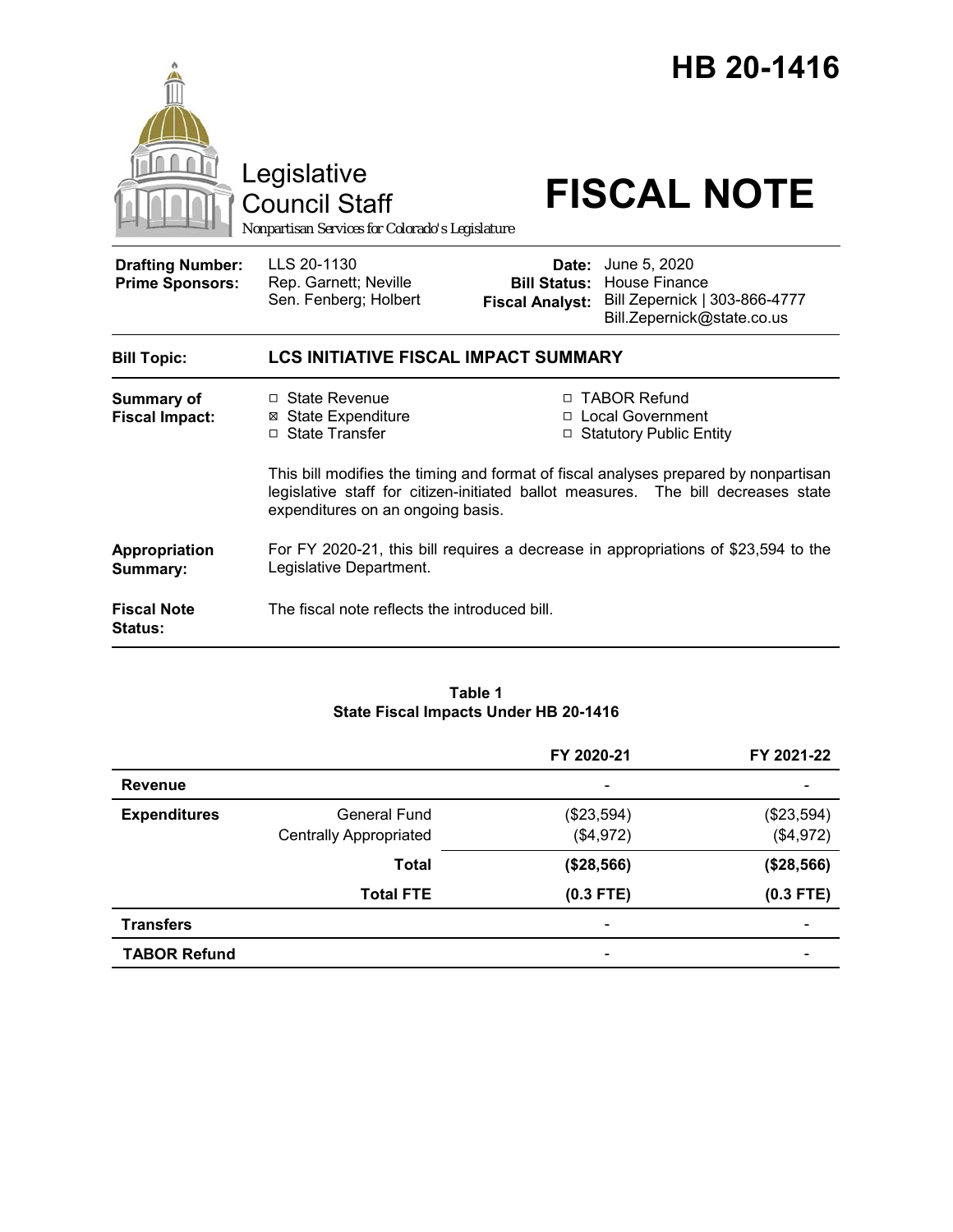# HB 20-1416

Legislative Council Staff

*Nonpartisan Services for Colorado's Legislature*

# FISCAL NOTE

| | | | |
|---|---|---|---|
| **Drafting Number:** | LLS 20-1130 | **Date:** | June 5, 2020 |
| **Prime Sponsors:** | Rep. Garnett; Neville<br>Sen. Fenberg; Holbert | **Bill Status:** | House Finance |
| | | **Fiscal Analyst:** | Bill Zepernick \| 303-866-4777<br>Bill.Zepernick@state.co.us |

**Bill Topic:** **LCS INITIATIVE FISCAL IMPACT SUMMARY**

**Summary of Fiscal Impact:**

- ☐ State Revenue
- ☒ State Expenditure
- ☐ State Transfer
- ☐ TABOR Refund
- ☐ Local Government
- ☐ Statutory Public Entity

This bill modifies the timing and format of fiscal analyses prepared by nonpartisan legislative staff for citizen-initiated ballot measures. The bill decreases state expenditures on an ongoing basis.

**Appropriation Summary:** For FY 2020-21, this bill requires a decrease in appropriations of $23,594 to the Legislative Department.

**Fiscal Note Status:** The fiscal note reflects the introduced bill.

**Table 1**
**State Fiscal Impacts Under HB 20-1416**

| | | FY 2020-21 | FY 2021-22 |
|---|---|---|---|
| **Revenue** | | - | - |
| **Expenditures** | General Fund | ($23,594) | ($23,594) |
| | Centrally Appropriated | ($4,972) | ($4,972) |
| | **Total** | **($28,566)** | **($28,566)** |
| | **Total FTE** | **(0.3 FTE)** | **(0.3 FTE)** |
| **Transfers** | | - | - |
| **TABOR Refund** | | - | - |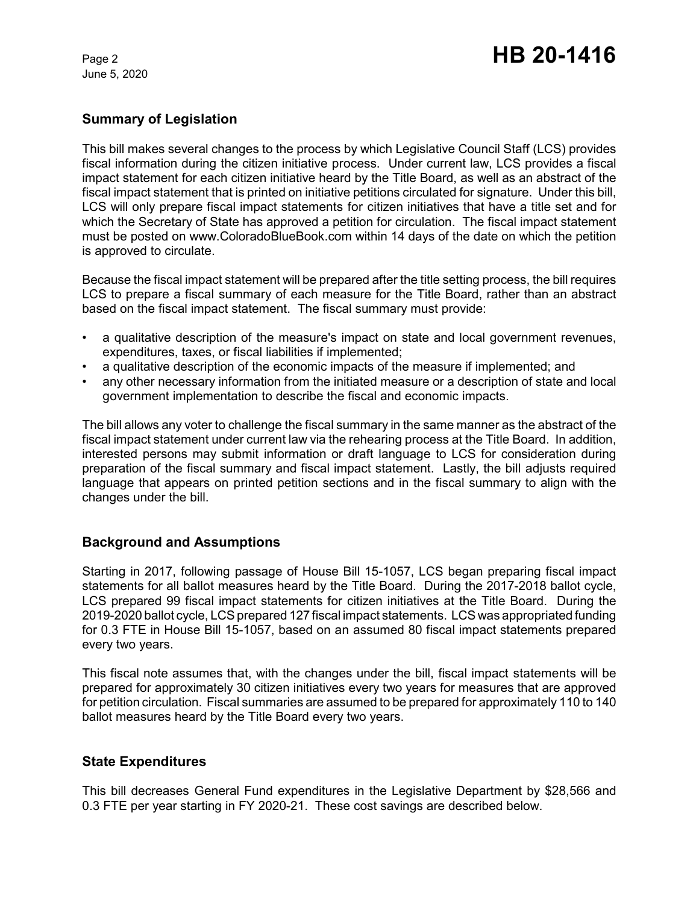## Summary of Legislation

This bill makes several changes to the process by which Legislative Council Staff (LCS) provides fiscal information during the citizen initiative process. Under current law, LCS provides a fiscal impact statement for each citizen initiative heard by the Title Board, as well as an abstract of the fiscal impact statement that is printed on initiative petitions circulated for signature. Under this bill, LCS will only prepare fiscal impact statements for citizen initiatives that have a title set and for which the Secretary of State has approved a petition for circulation. The fiscal impact statement must be posted on www.ColoradoBlueBook.com within 14 days of the date on which the petition is approved to circulate.

Because the fiscal impact statement will be prepared after the title setting process, the bill requires LCS to prepare a fiscal summary of each measure for the Title Board, rather than an abstract based on the fiscal impact statement. The fiscal summary must provide:

- a qualitative description of the measure's impact on state and local government revenues, expenditures, taxes, or fiscal liabilities if implemented;
- a qualitative description of the economic impacts of the measure if implemented; and
- any other necessary information from the initiated measure or a description of state and local government implementation to describe the fiscal and economic impacts.

The bill allows any voter to challenge the fiscal summary in the same manner as the abstract of the fiscal impact statement under current law via the rehearing process at the Title Board. In addition, interested persons may submit information or draft language to LCS for consideration during preparation of the fiscal summary and fiscal impact statement. Lastly, the bill adjusts required language that appears on printed petition sections and in the fiscal summary to align with the changes under the bill.

## Background and Assumptions

Starting in 2017, following passage of House Bill 15-1057, LCS began preparing fiscal impact statements for all ballot measures heard by the Title Board. During the 2017-2018 ballot cycle, LCS prepared 99 fiscal impact statements for citizen initiatives at the Title Board. During the 2019-2020 ballot cycle, LCS prepared 127 fiscal impact statements. LCS was appropriated funding for 0.3 FTE in House Bill 15-1057, based on an assumed 80 fiscal impact statements prepared every two years.

This fiscal note assumes that, with the changes under the bill, fiscal impact statements will be prepared for approximately 30 citizen initiatives every two years for measures that are approved for petition circulation. Fiscal summaries are assumed to be prepared for approximately 110 to 140 ballot measures heard by the Title Board every two years.

## State Expenditures

This bill decreases General Fund expenditures in the Legislative Department by $28,566 and 0.3 FTE per year starting in FY 2020-21. These cost savings are described below.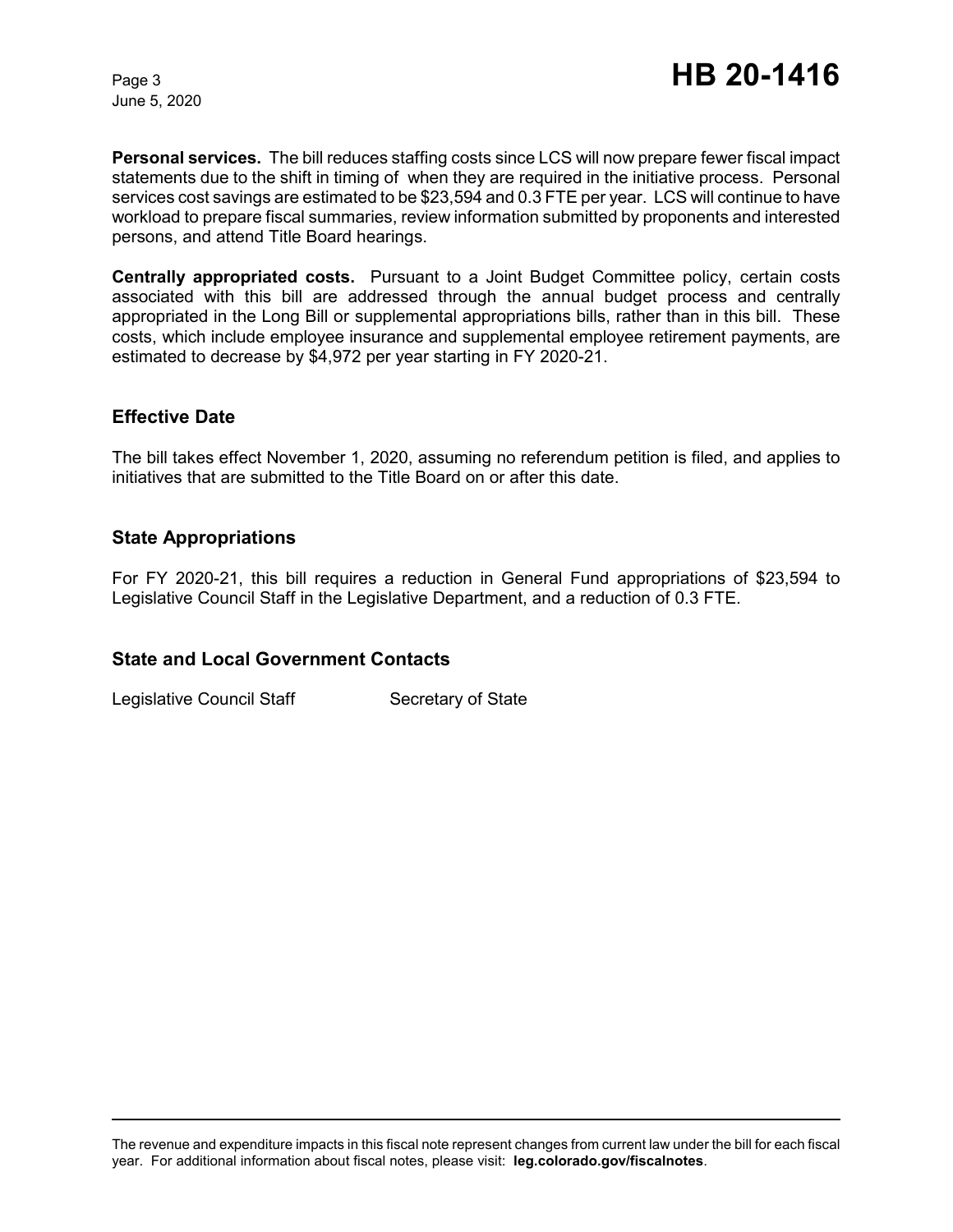**Personal services.** The bill reduces staffing costs since LCS will now prepare fewer fiscal impact statements due to the shift in timing of when they are required in the initiative process. Personal services cost savings are estimated to be $23,594 and 0.3 FTE per year. LCS will continue to have workload to prepare fiscal summaries, review information submitted by proponents and interested persons, and attend Title Board hearings.

**Centrally appropriated costs.** Pursuant to a Joint Budget Committee policy, certain costs associated with this bill are addressed through the annual budget process and centrally appropriated in the Long Bill or supplemental appropriations bills, rather than in this bill. These costs, which include employee insurance and supplemental employee retirement payments, are estimated to decrease by $4,972 per year starting in FY 2020-21.

## Effective Date

The bill takes effect November 1, 2020, assuming no referendum petition is filed, and applies to initiatives that are submitted to the Title Board on or after this date.

## State Appropriations

For FY 2020-21, this bill requires a reduction in General Fund appropriations of $23,594 to Legislative Council Staff in the Legislative Department, and a reduction of 0.3 FTE.

## State and Local Government Contacts

Legislative Council Staff    Secretary of State

The revenue and expenditure impacts in this fiscal note represent changes from current law under the bill for each fiscal year. For additional information about fiscal notes, please visit: **leg.colorado.gov/fiscalnotes**.